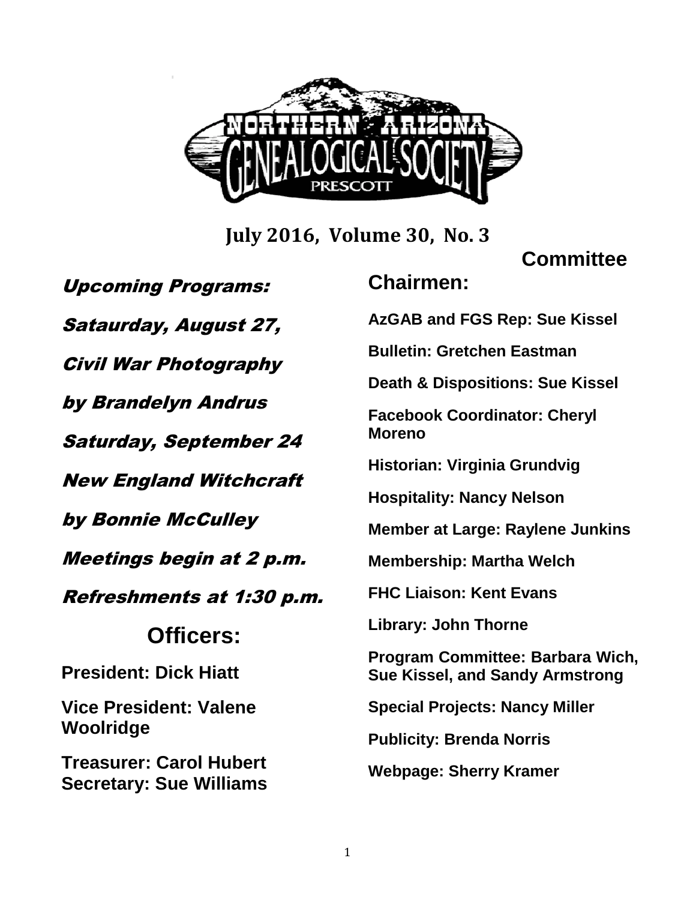# Northern Arizona Genealogical Society

Prescott

**July 2016, Volume 30, No. 3**

*Upcoming Programs:*

*Sataurday, August 27,*

*Civil War Photography*

*by Brandelyn Andrus*

*Saturday, September 24*

*New England Witchcraft*

*by Bonnie McCulley*

*Meetings begin at 2 p.m.*

*Refreshments at 1:30 p.m.*

## Officers:

**President: Dick Hiatt**

**Vice President: Valene Woolridge**

**Treasurer: Carol Hubert**
**Secretary: Sue Williams**

## Committee Chairmen:

**AzGAB and FGS Rep: Sue Kissel**

**Bulletin: Gretchen Eastman**

**Death & Dispositions: Sue Kissel**

**Facebook Coordinator: Cheryl Moreno**

**Historian: Virginia Grundvig**

**Hospitality: Nancy Nelson**

**Member at Large: Raylene Junkins**

**Membership: Martha Welch**

**FHC Liaison: Kent Evans**

**Library: John Thorne**

**Program Committee: Barbara Wich, Sue Kissel, and Sandy Armstrong**

**Special Projects: Nancy Miller**

**Publicity: Brenda Norris**

**Webpage: Sherry Kramer**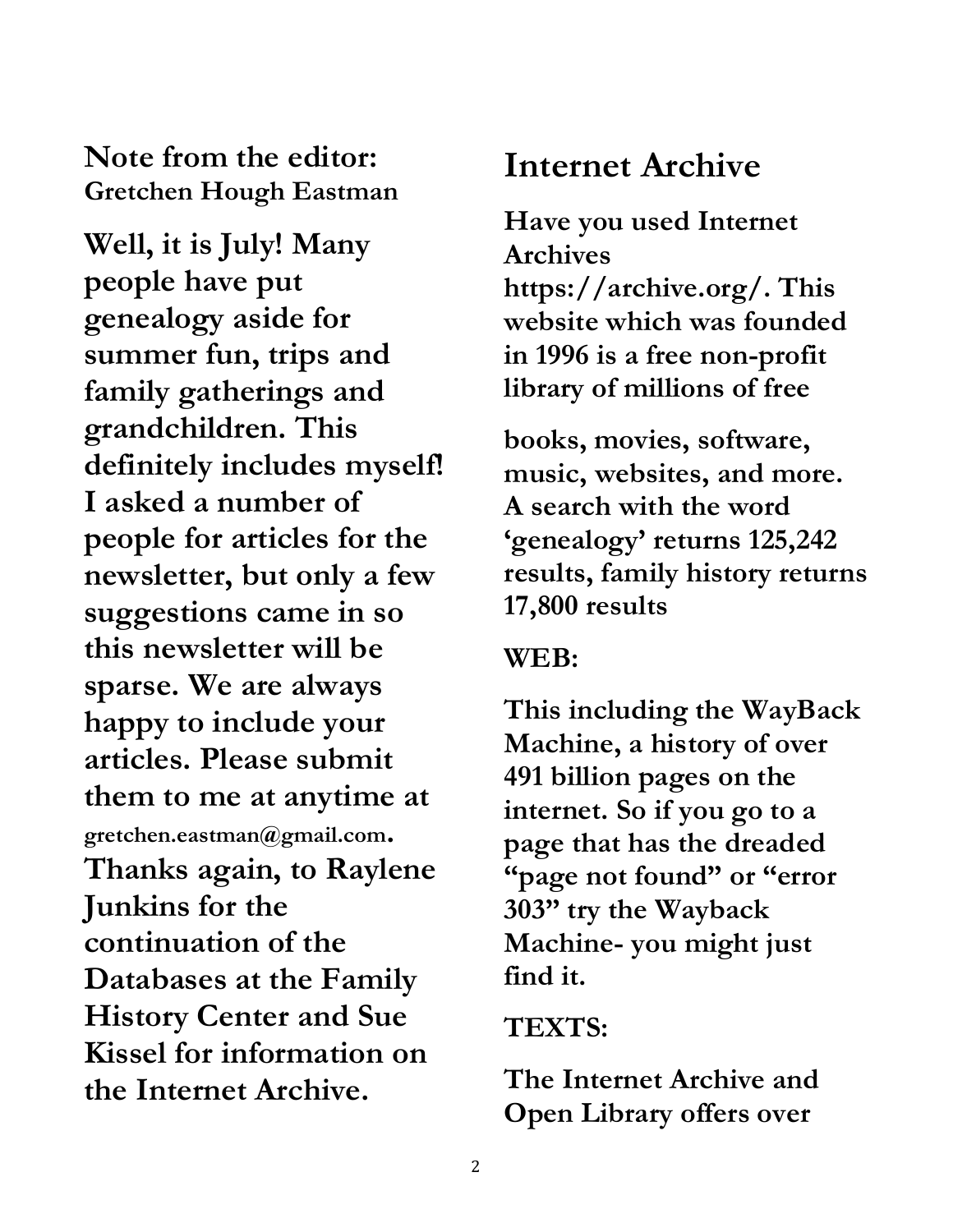**Note from the editor:**
**Gretchen Hough Eastman**

**Well, it is July! Many people have put genealogy aside for summer fun, trips and family gatherings and grandchildren. This definitely includes myself! I asked a number of people for articles for the newsletter, but only a few suggestions came in so this newsletter will be sparse. We are always happy to include your articles. Please submit them to me at anytime at gretchen.eastman@gmail.com. Thanks again, to Raylene Junkins for the continuation of the Databases at the Family History Center and Sue Kissel for information on the Internet Archive.**

## Internet Archive

**Have you used Internet Archives https://archive.org/. This website which was founded in 1996 is a free non-profit library of millions of free books, movies, software, music, websites, and more. A search with the word 'genealogy' returns 125,242 results, family history returns 17,800 results**

**WEB:**

**This including the WayBack Machine, a history of over 491 billion pages on the internet. So if you go to a page that has the dreaded "page not found" or "error 303" try the Wayback Machine- you might just find it.**

**TEXTS:**

**The Internet Archive and Open Library offers over**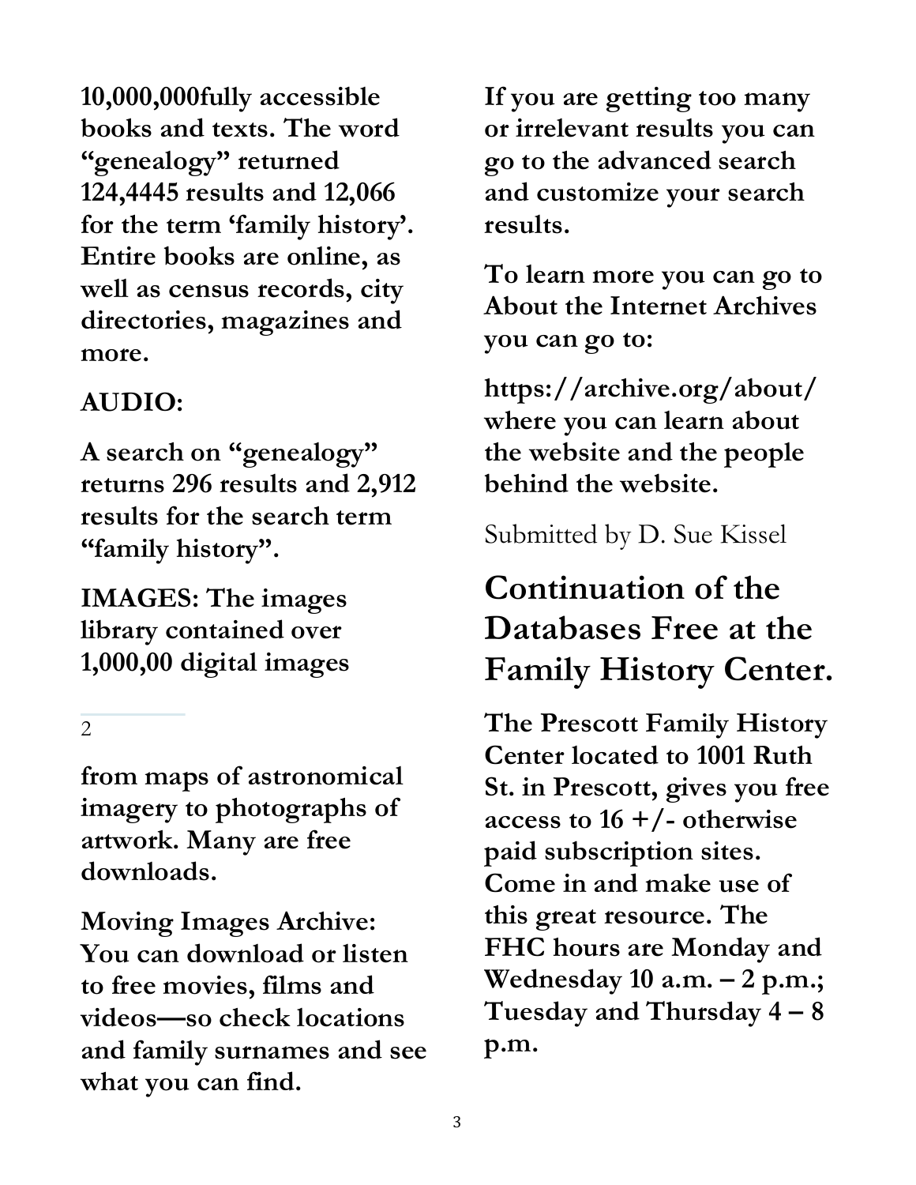**10,000,000fully accessible books and texts. The word "genealogy" returned 124,4445 results and 12,066 for the term 'family history'. Entire books are online, as well as census records, city directories, magazines and more.**

**AUDIO:**

**A search on "genealogy" returns 296 results and 2,912 results for the search term "family history".**

**IMAGES: The images library contained over 1,000,00 digital images**

2

**from maps of astronomical imagery to photographs of artwork. Many are free downloads.**

**Moving Images Archive: You can download or listen to free movies, films and videos—so check locations and family surnames and see what you can find.**

**If you are getting too many or irrelevant results you can go to the advanced search and customize your search results.**

**To learn more you can go to About the Internet Archives you can go to:**

**https://archive.org/about/ where you can learn about the website and the people behind the website.**

Submitted by D. Sue Kissel

# Continuation of the Databases Free at the Family History Center.

**The Prescott Family History Center located to 1001 Ruth St. in Prescott, gives you free access to 16 +/- otherwise paid subscription sites. Come in and make use of this great resource. The FHC hours are Monday and Wednesday 10 a.m. – 2 p.m.; Tuesday and Thursday 4 – 8 p.m.**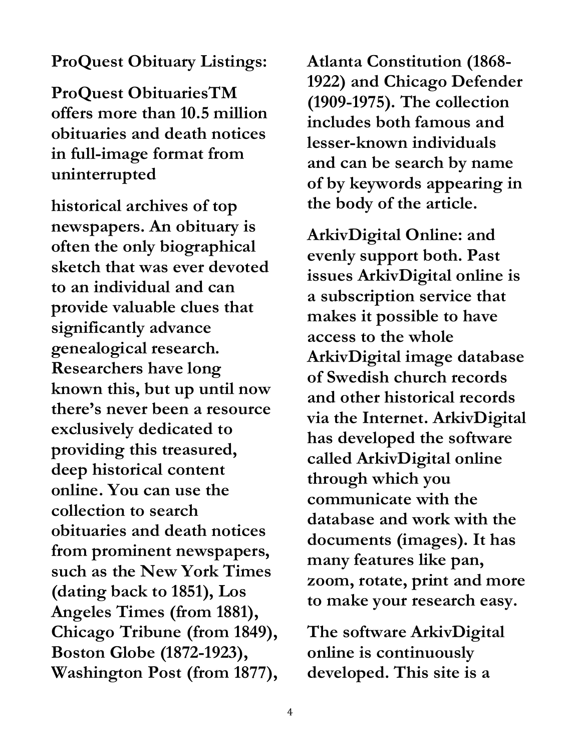**ProQuest Obituary Listings:**

**ProQuest ObituariesTM offers more than 10.5 million obituaries and death notices in full-image format from uninterrupted**

**historical archives of top newspapers. An obituary is often the only biographical sketch that was ever devoted to an individual and can provide valuable clues that significantly advance genealogical research. Researchers have long known this, but up until now there's never been a resource exclusively dedicated to providing this treasured, deep historical content online. You can use the collection to search obituaries and death notices from prominent newspapers, such as the New York Times (dating back to 1851), Los Angeles Times (from 1881), Chicago Tribune (from 1849), Boston Globe (1872-1923), Washington Post (from 1877), Atlanta Constitution (1868-1922) and Chicago Defender (1909-1975). The collection includes both famous and lesser-known individuals and can be search by name of by keywords appearing in the body of the article.**

**ArkivDigital Online: and evenly support both. Past issues ArkivDigital online is a subscription service that makes it possible to have access to the whole ArkivDigital image database of Swedish church records and other historical records via the Internet. ArkivDigital has developed the software called ArkivDigital online through which you communicate with the database and work with the documents (images). It has many features like pan, zoom, rotate, print and more to make your research easy.**

**The software ArkivDigital online is continuously developed. This site is a**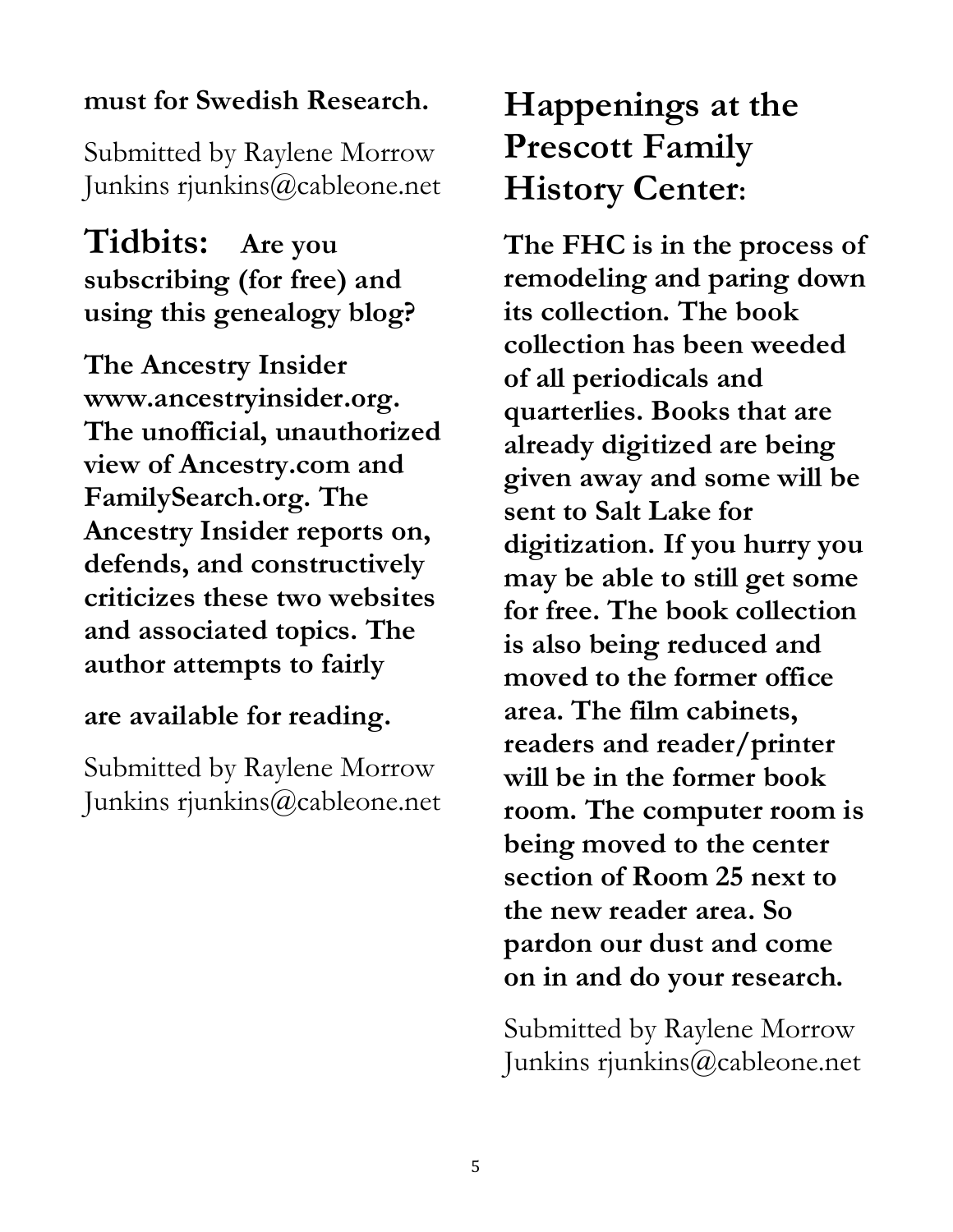**must for Swedish Research.**

Submitted by Raylene Morrow Junkins rjunkins@cableone.net

## Tidbits: **Are you subscribing (for free) and using this genealogy blog?**

**The Ancestry Insider www.ancestryinsider.org. The unofficial, unauthorized view of Ancestry.com and FamilySearch.org. The Ancestry Insider reports on, defends, and constructively criticizes these two websites and associated topics. The author attempts to fairly**

**are available for reading.**

Submitted by Raylene Morrow Junkins rjunkins@cableone.net

## Happenings at the Prescott Family History Center:

**The FHC is in the process of remodeling and paring down its collection. The book collection has been weeded of all periodicals and quarterlies. Books that are already digitized are being given away and some will be sent to Salt Lake for digitization. If you hurry you may be able to still get some for free. The book collection is also being reduced and moved to the former office area. The film cabinets, readers and reader/printer will be in the former book room. The computer room is being moved to the center section of Room 25 next to the new reader area. So pardon our dust and come on in and do your research.**

Submitted by Raylene Morrow Junkins rjunkins@cableone.net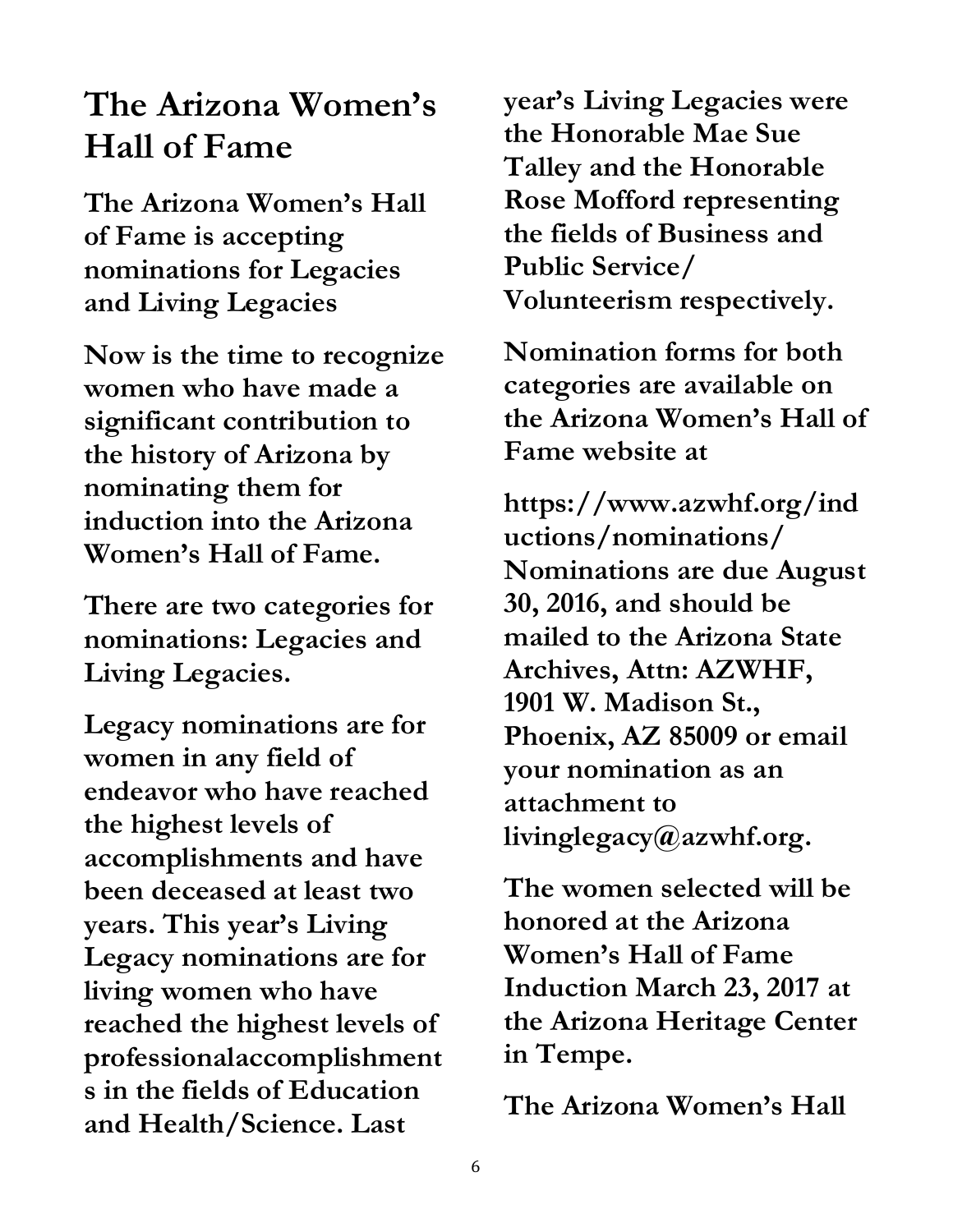# The Arizona Women's Hall of Fame

**The Arizona Women's Hall of Fame is accepting nominations for Legacies and Living Legacies**

**Now is the time to recognize women who have made a significant contribution to the history of Arizona by nominating them for induction into the Arizona Women's Hall of Fame.**

**There are two categories for nominations: Legacies and Living Legacies.**

**Legacy nominations are for women in any field of endeavor who have reached the highest levels of accomplishments and have been deceased at least two years. This year's Living Legacy nominations are for living women who have reached the highest levels of professionalaccomplishments in the fields of Education and Health/Science. Last year's Living Legacies were the Honorable Mae Sue Talley and the Honorable Rose Mofford representing the fields of Business and Public Service/ Volunteerism respectively.**

**Nomination forms for both categories are available on the Arizona Women's Hall of Fame website at**

**https://www.azwhf.org/inductions/nominations/ Nominations are due August 30, 2016, and should be mailed to the Arizona State Archives, Attn: AZWHF, 1901 W. Madison St., Phoenix, AZ 85009 or email your nomination as an attachment to livinglegacy@azwhf.org.**

**The women selected will be honored at the Arizona Women's Hall of Fame Induction March 23, 2017 at the Arizona Heritage Center in Tempe.**

**The Arizona Women's Hall**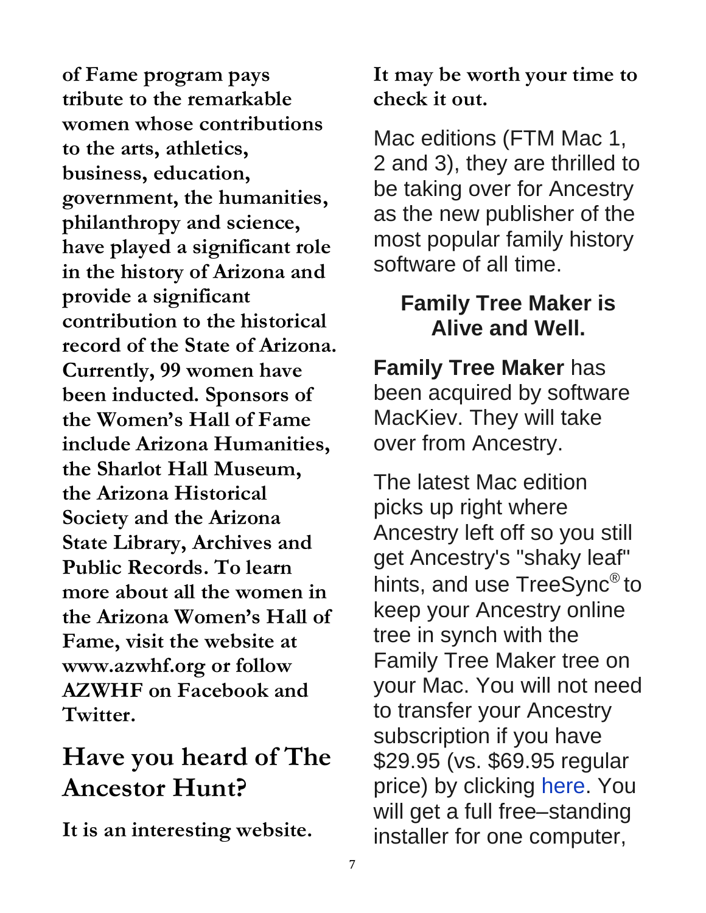**of Fame program pays tribute to the remarkable women whose contributions to the arts, athletics, business, education, government, the humanities, philanthropy and science, have played a significant role in the history of Arizona and provide a significant contribution to the historical record of the State of Arizona. Currently, 99 women have been inducted. Sponsors of the Women's Hall of Fame include Arizona Humanities, the Sharlot Hall Museum, the Arizona Historical Society and the Arizona State Library, Archives and Public Records. To learn more about all the women in the Arizona Women's Hall of Fame, visit the website at www.azwhf.org or follow AZWHF on Facebook and Twitter.**

## Have you heard of The Ancestor Hunt?

**It is an interesting website. It may be worth your time to check it out.**

Mac editions (FTM Mac 1, 2 and 3), they are thrilled to be taking over for Ancestry as the new publisher of the most popular family history software of all time.

### Family Tree Maker is Alive and Well.

**Family Tree Maker** has been acquired by software MacKiev. They will take over from Ancestry.

The latest Mac edition picks up right where Ancestry left off so you still get Ancestry's "shaky leaf" hints, and use TreeSync® to keep your Ancestry online tree in synch with the Family Tree Maker tree on your Mac. You will not need to transfer your Ancestry subscription if you have $29.95 (vs. $69.95 regular price) by clicking here. You will get a full free–standing installer for one computer,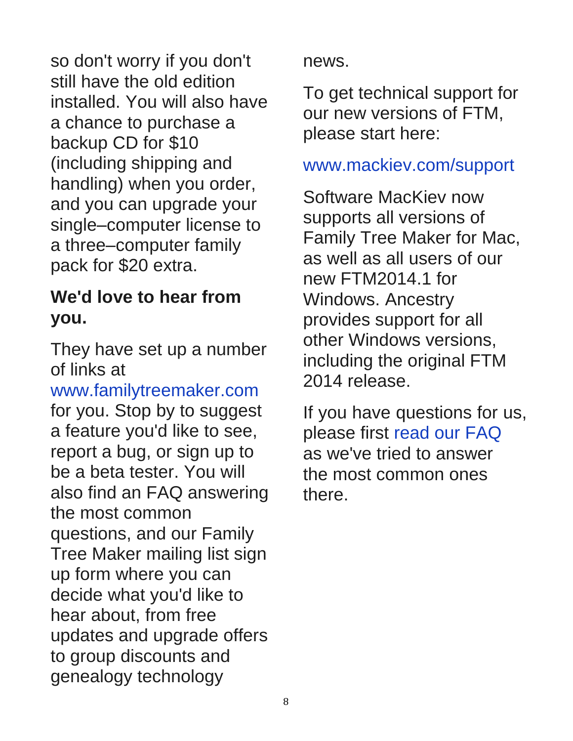so don't worry if you don't still have the old edition installed. You will also have a chance to purchase a backup CD for $10 (including shipping and handling) when you order, and you can upgrade your single–computer license to a three–computer family pack for $20 extra.

**We'd love to hear from you.**

They have set up a number of links at www.familytreemaker.com for you. Stop by to suggest a feature you'd like to see, report a bug, or sign up to be a beta tester. You will also find an FAQ answering the most common questions, and our Family Tree Maker mailing list sign up form where you can decide what you'd like to hear about, from free updates and upgrade offers to group discounts and genealogy technology news.

To get technical support for our new versions of FTM, please start here:

www.mackiev.com/support

Software MacKiev now supports all versions of Family Tree Maker for Mac, as well as all users of our new FTM2014.1 for Windows. Ancestry provides support for all other Windows versions, including the original FTM 2014 release.

If you have questions for us, please first read our FAQ as we've tried to answer the most common ones there.